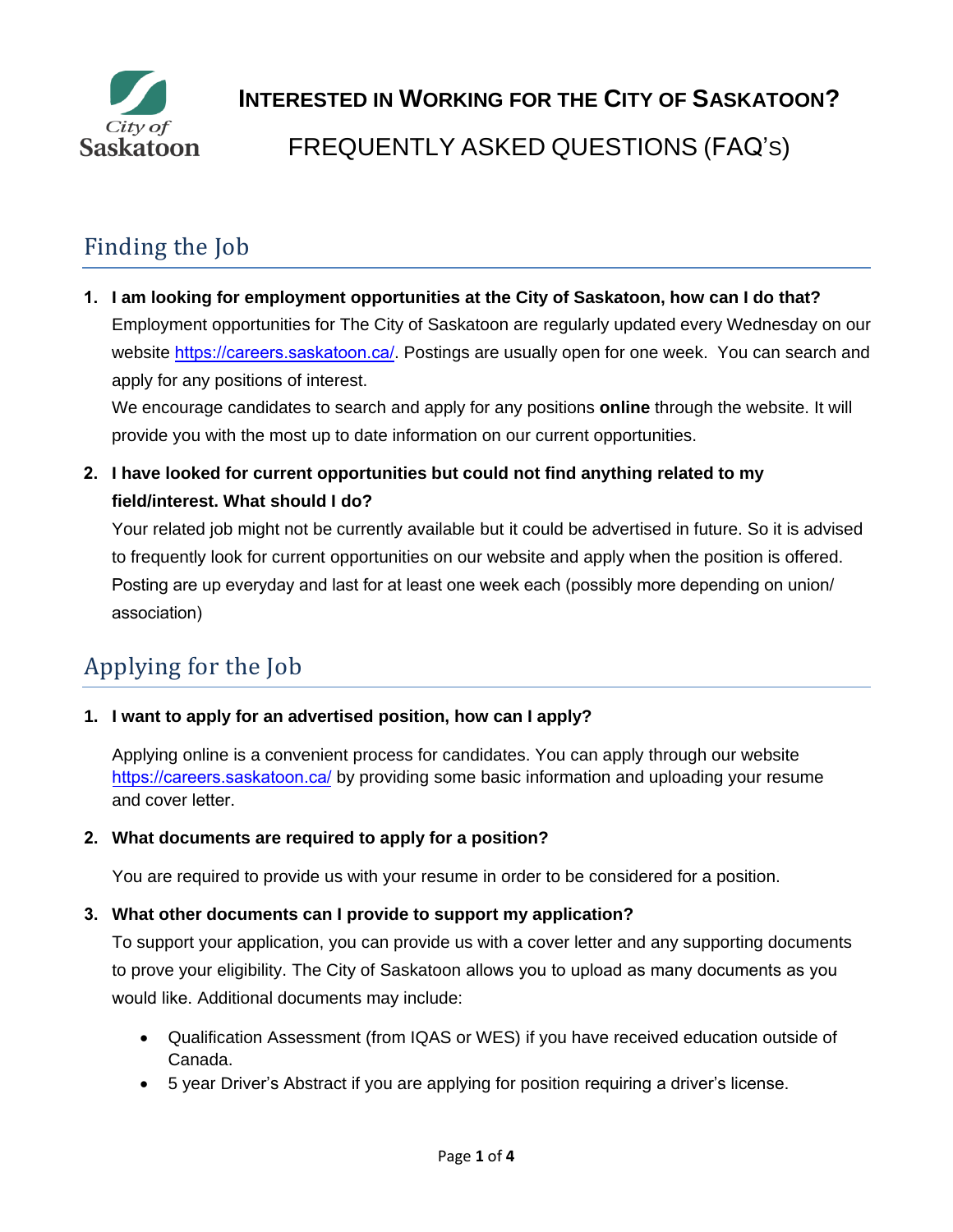# Interested in Working for the City of Saskatoon?

## FREQUENTLY ASKED QUESTIONS (FAQ's)

## Finding the Job

1. **I am looking for employment opportunities at the City of Saskatoon, how can I do that?**
   Employment opportunities for The City of Saskatoon are regularly updated every Wednesday on our website https://careers.saskatoon.ca/. Postings are usually open for one week. You can search and apply for any positions of interest.
   We encourage candidates to search and apply for any positions **online** through the website. It will provide you with the most up to date information on our current opportunities.

2. **I have looked for current opportunities but could not find anything related to my field/interest. What should I do?**
   Your related job might not be currently available but it could be advertised in future. So it is advised to frequently look for current opportunities on our website and apply when the position is offered. Posting are up everyday and last for at least one week each (possibly more depending on union/ association)

## Applying for the Job

1. **I want to apply for an advertised position, how can I apply?**

   Applying online is a convenient process for candidates. You can apply through our website https://careers.saskatoon.ca/ by providing some basic information and uploading your resume and cover letter.

2. **What documents are required to apply for a position?**

   You are required to provide us with your resume in order to be considered for a position.

3. **What other documents can I provide to support my application?**
   To support your application, you can provide us with a cover letter and any supporting documents to prove your eligibility. The City of Saskatoon allows you to upload as many documents as you would like. Additional documents may include:

   - Qualification Assessment (from IQAS or WES) if you have received education outside of Canada.
   - 5 year Driver's Abstract if you are applying for position requiring a driver's license.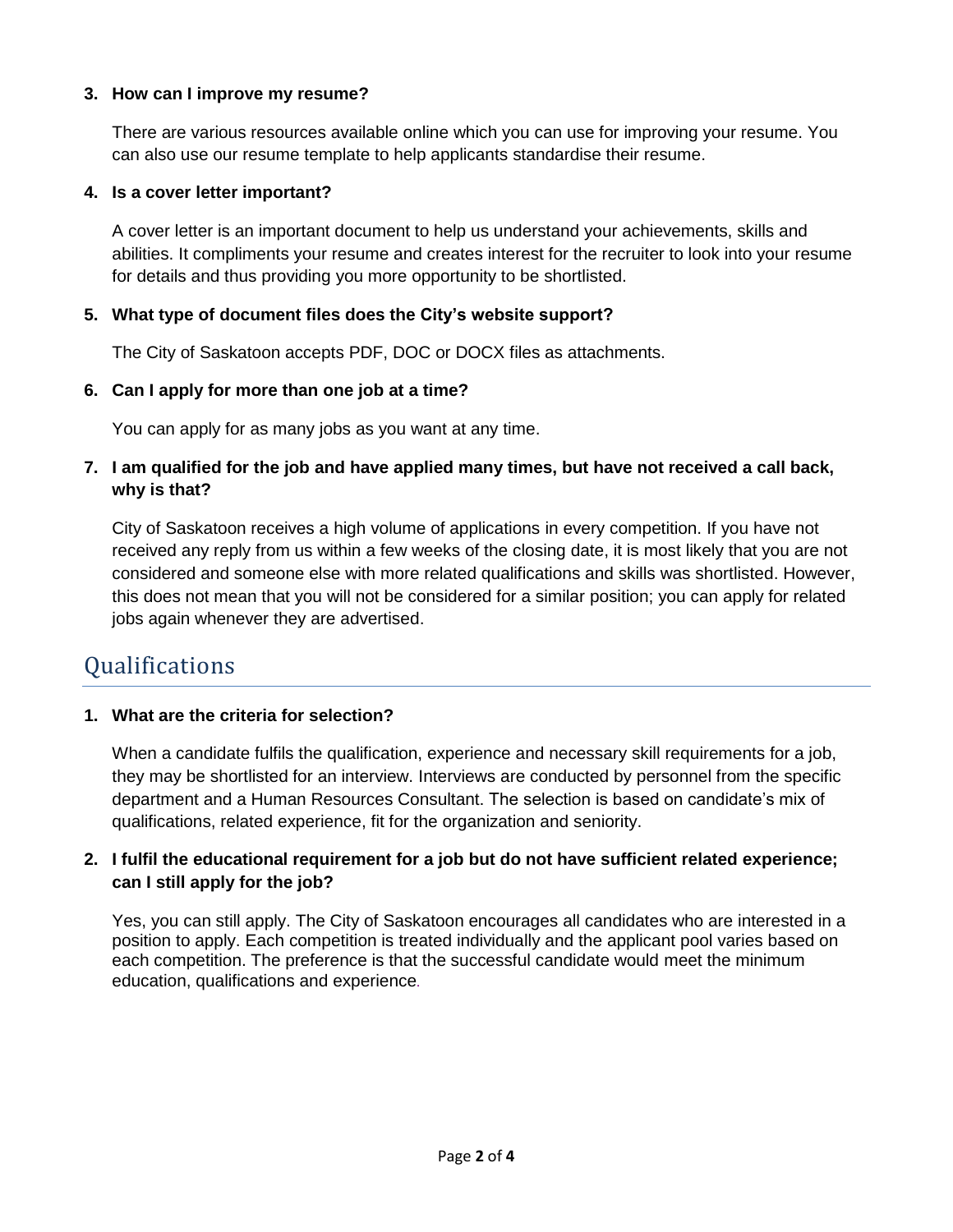**3. How can I improve my resume?**

There are various resources available online which you can use for improving your resume. You can also use our resume template to help applicants standardise their resume.

**4. Is a cover letter important?**

A cover letter is an important document to help us understand your achievements, skills and abilities. It compliments your resume and creates interest for the recruiter to look into your resume for details and thus providing you more opportunity to be shortlisted.

**5. What type of document files does the City's website support?**

The City of Saskatoon accepts PDF, DOC or DOCX files as attachments.

**6. Can I apply for more than one job at a time?**

You can apply for as many jobs as you want at any time.

**7. I am qualified for the job and have applied many times, but have not received a call back, why is that?**

City of Saskatoon receives a high volume of applications in every competition. If you have not received any reply from us within a few weeks of the closing date, it is most likely that you are not considered and someone else with more related qualifications and skills was shortlisted. However, this does not mean that you will not be considered for a similar position; you can apply for related jobs again whenever they are advertised.

## Qualifications

**1. What are the criteria for selection?**

When a candidate fulfils the qualification, experience and necessary skill requirements for a job, they may be shortlisted for an interview. Interviews are conducted by personnel from the specific department and a Human Resources Consultant. The selection is based on candidate's mix of qualifications, related experience, fit for the organization and seniority.

**2. I fulfil the educational requirement for a job but do not have sufficient related experience; can I still apply for the job?**

Yes, you can still apply. The City of Saskatoon encourages all candidates who are interested in a position to apply. Each competition is treated individually and the applicant pool varies based on each competition. The preference is that the successful candidate would meet the minimum education, qualifications and experience.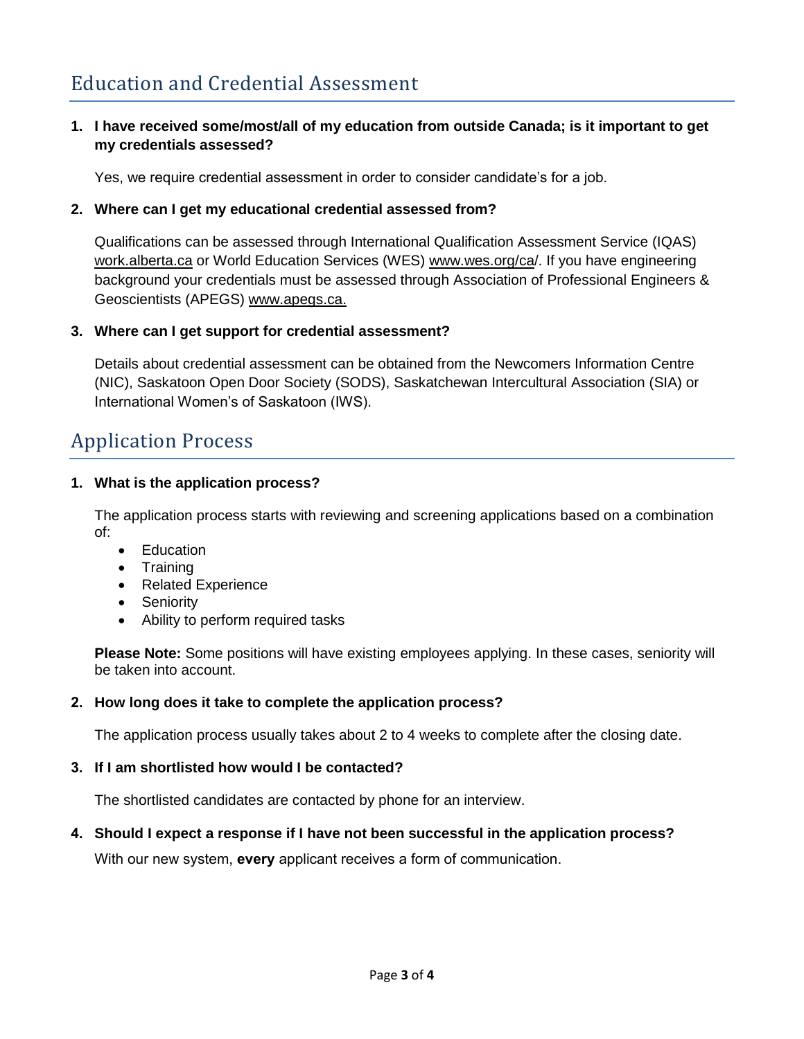## Education and Credential Assessment

1. **I have received some/most/all of my education from outside Canada; is it important to get my credentials assessed?**

   Yes, we require credential assessment in order to consider candidate's for a job.

2. **Where can I get my educational credential assessed from?**

   Qualifications can be assessed through International Qualification Assessment Service (IQAS) work.alberta.ca or World Education Services (WES) www.wes.org/ca/. If you have engineering background your credentials must be assessed through Association of Professional Engineers & Geoscientists (APEGS) www.apegs.ca.

3. **Where can I get support for credential assessment?**

   Details about credential assessment can be obtained from the Newcomers Information Centre (NIC), Saskatoon Open Door Society (SODS), Saskatchewan Intercultural Association (SIA) or International Women's of Saskatoon (IWS).

## Application Process

1. **What is the application process?**

   The application process starts with reviewing and screening applications based on a combination of:

   - Education
   - Training
   - Related Experience
   - Seniority
   - Ability to perform required tasks

   **Please Note:** Some positions will have existing employees applying. In these cases, seniority will be taken into account.

2. **How long does it take to complete the application process?**

   The application process usually takes about 2 to 4 weeks to complete after the closing date.

3. **If I am shortlisted how would I be contacted?**

   The shortlisted candidates are contacted by phone for an interview.

4. **Should I expect a response if I have not been successful in the application process?**

   With our new system, **every** applicant receives a form of communication.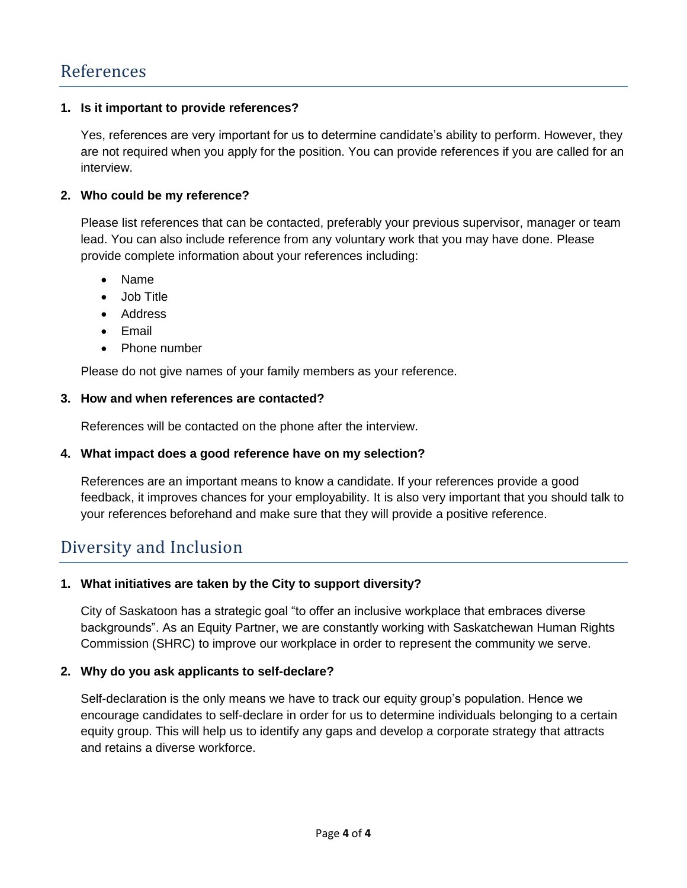## References

**1. Is it important to provide references?**

Yes, references are very important for us to determine candidate's ability to perform. However, they are not required when you apply for the position. You can provide references if you are called for an interview.

**2. Who could be my reference?**

Please list references that can be contacted, preferably your previous supervisor, manager or team lead. You can also include reference from any voluntary work that you may have done. Please provide complete information about your references including:

- Name
- Job Title
- Address
- Email
- Phone number

Please do not give names of your family members as your reference.

**3. How and when references are contacted?**

References will be contacted on the phone after the interview.

**4. What impact does a good reference have on my selection?**

References are an important means to know a candidate. If your references provide a good feedback, it improves chances for your employability. It is also very important that you should talk to your references beforehand and make sure that they will provide a positive reference.

## Diversity and Inclusion

**1. What initiatives are taken by the City to support diversity?**

City of Saskatoon has a strategic goal "to offer an inclusive workplace that embraces diverse backgrounds". As an Equity Partner, we are constantly working with Saskatchewan Human Rights Commission (SHRC) to improve our workplace in order to represent the community we serve.

**2. Why do you ask applicants to self-declare?**

Self-declaration is the only means we have to track our equity group's population. Hence we encourage candidates to self-declare in order for us to determine individuals belonging to a certain equity group. This will help us to identify any gaps and develop a corporate strategy that attracts and retains a diverse workforce.